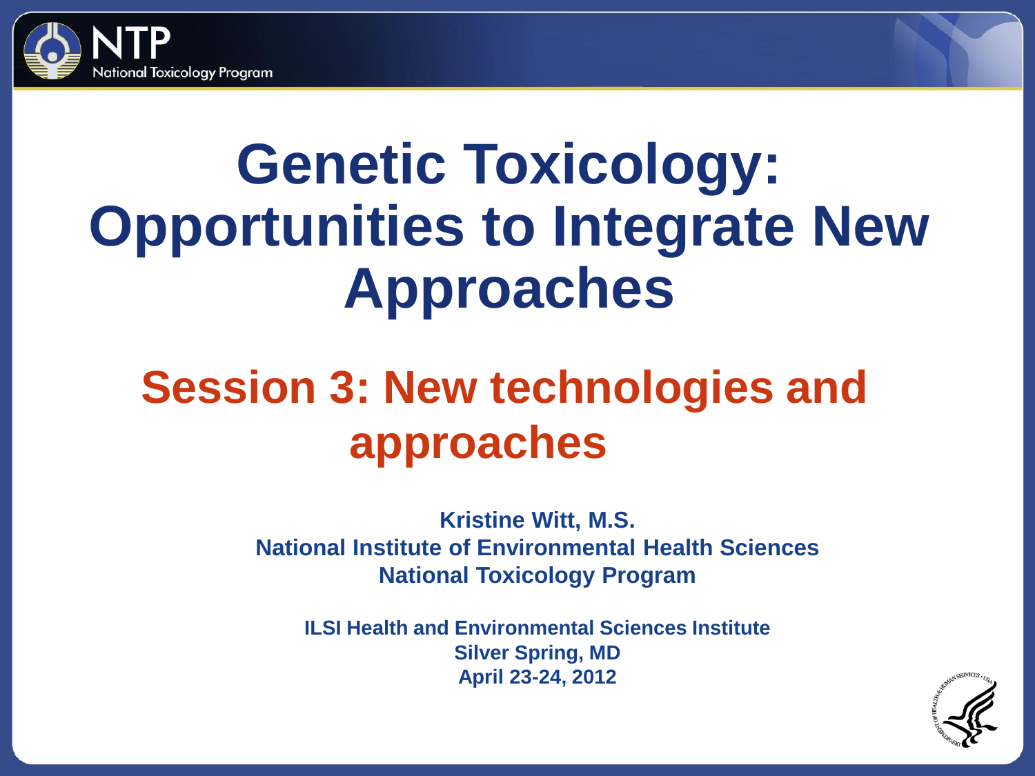# Genetic Toxicology: Opportunities to Integrate New Approaches

## Session 3: New technologies and approaches

**Kristine Witt, M.S.**
**National Institute of Environmental Health Sciences**
**National Toxicology Program**

**ILSI Health and Environmental Sciences Institute**
**Silver Spring, MD**
**April 23-24, 2012**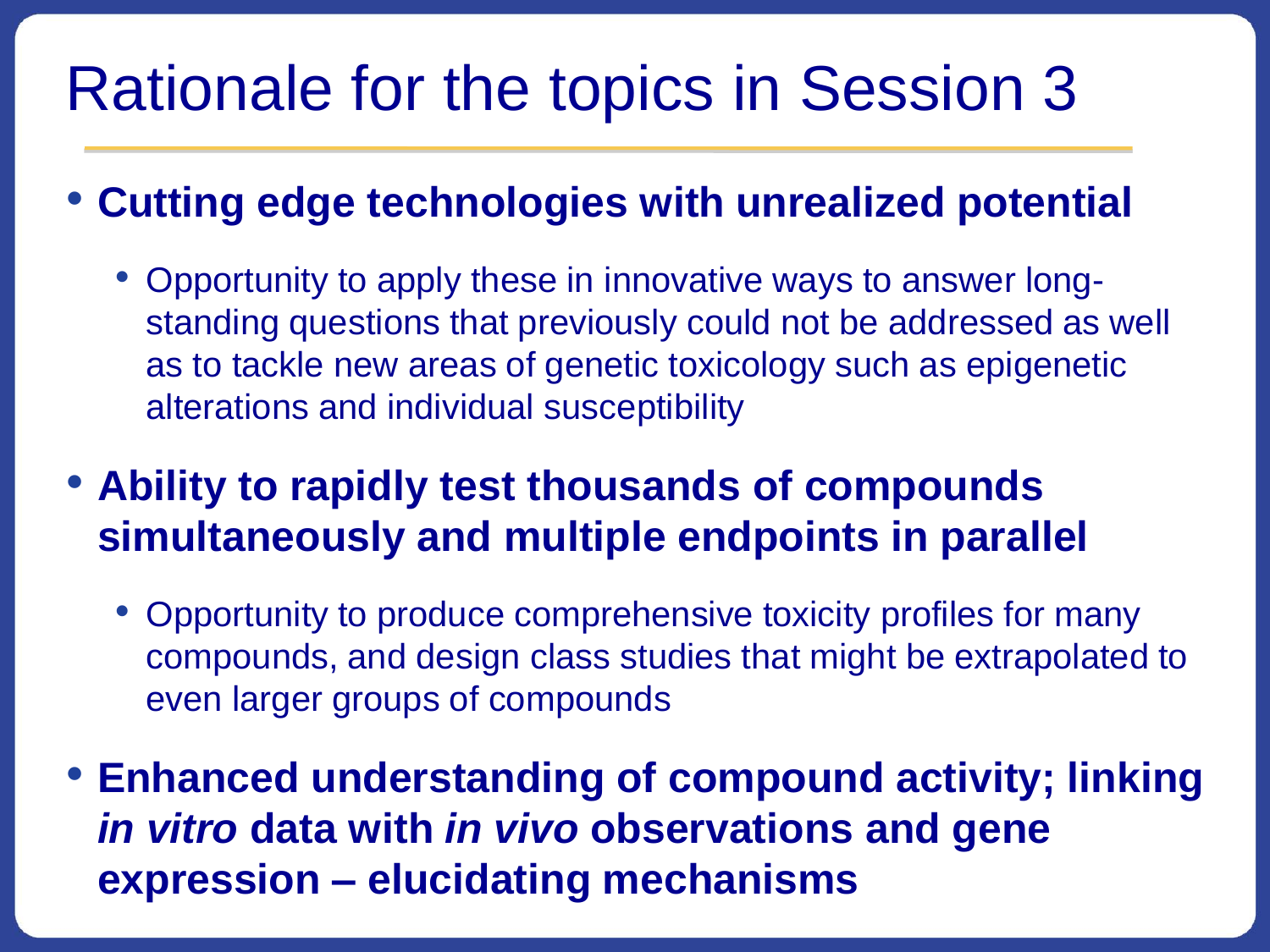# Rationale for the topics in Session 3

- **Cutting edge technologies with unrealized potential**
  - Opportunity to apply these in innovative ways to answer long-standing questions that previously could not be addressed as well as to tackle new areas of genetic toxicology such as epigenetic alterations and individual susceptibility
- **Ability to rapidly test thousands of compounds simultaneously and multiple endpoints in parallel**
  - Opportunity to produce comprehensive toxicity profiles for many compounds, and design class studies that might be extrapolated to even larger groups of compounds
- **Enhanced understanding of compound activity; linking *in vitro* data with *in vivo* observations and gene expression – elucidating mechanisms**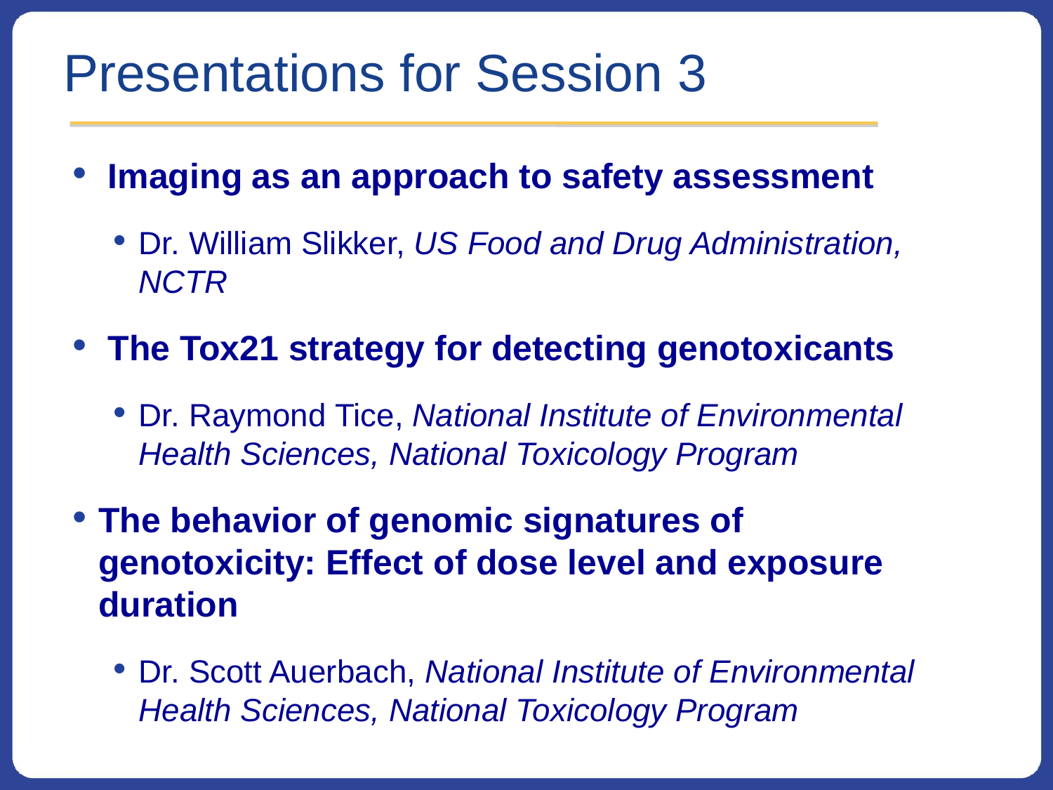# Presentations for Session 3

- **Imaging as an approach to safety assessment**
  - Dr. William Slikker, *US Food and Drug Administration, NCTR*
- **The Tox21 strategy for detecting genotoxicants**
  - Dr. Raymond Tice, *National Institute of Environmental Health Sciences, National Toxicology Program*
- **The behavior of genomic signatures of genotoxicity: Effect of dose level and exposure duration**
  - Dr. Scott Auerbach, *National Institute of Environmental Health Sciences, National Toxicology Program*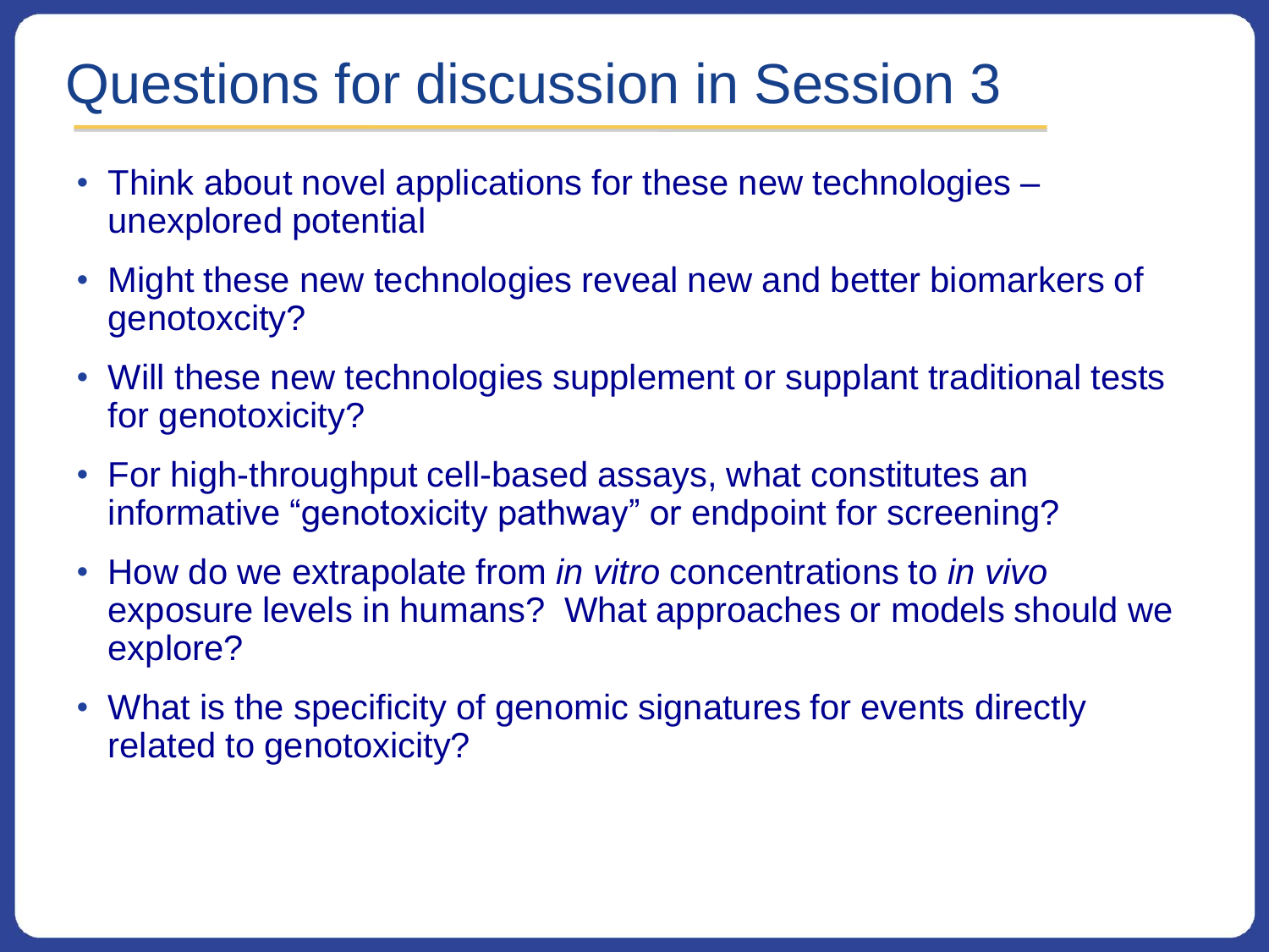# Questions for discussion in Session 3

- Think about novel applications for these new technologies – unexplored potential
- Might these new technologies reveal new and better biomarkers of genotoxcity?
- Will these new technologies supplement or supplant traditional tests for genotoxicity?
- For high-throughput cell-based assays, what constitutes an informative "genotoxicity pathway" or endpoint for screening?
- How do we extrapolate from *in vitro* concentrations to *in vivo* exposure levels in humans? What approaches or models should we explore?
- What is the specificity of genomic signatures for events directly related to genotoxicity?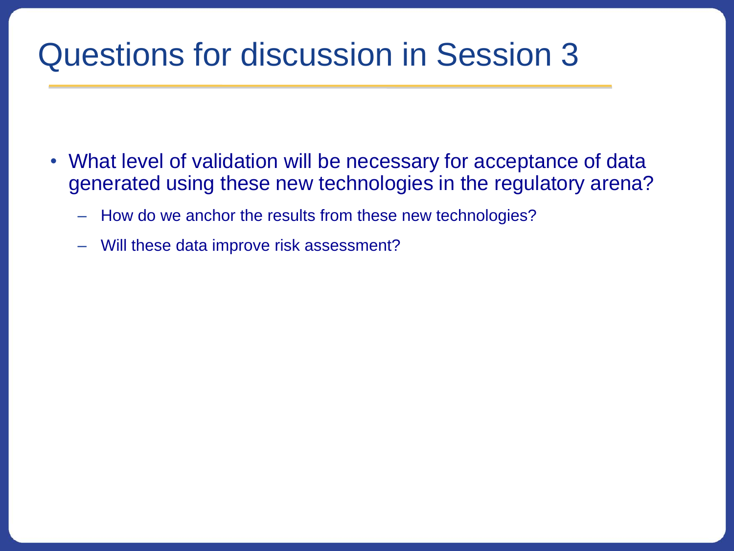# Questions for discussion in Session 3

- What level of validation will be necessary for acceptance of data generated using these new technologies in the regulatory arena?
  - How do we anchor the results from these new technologies?
  - Will these data improve risk assessment?